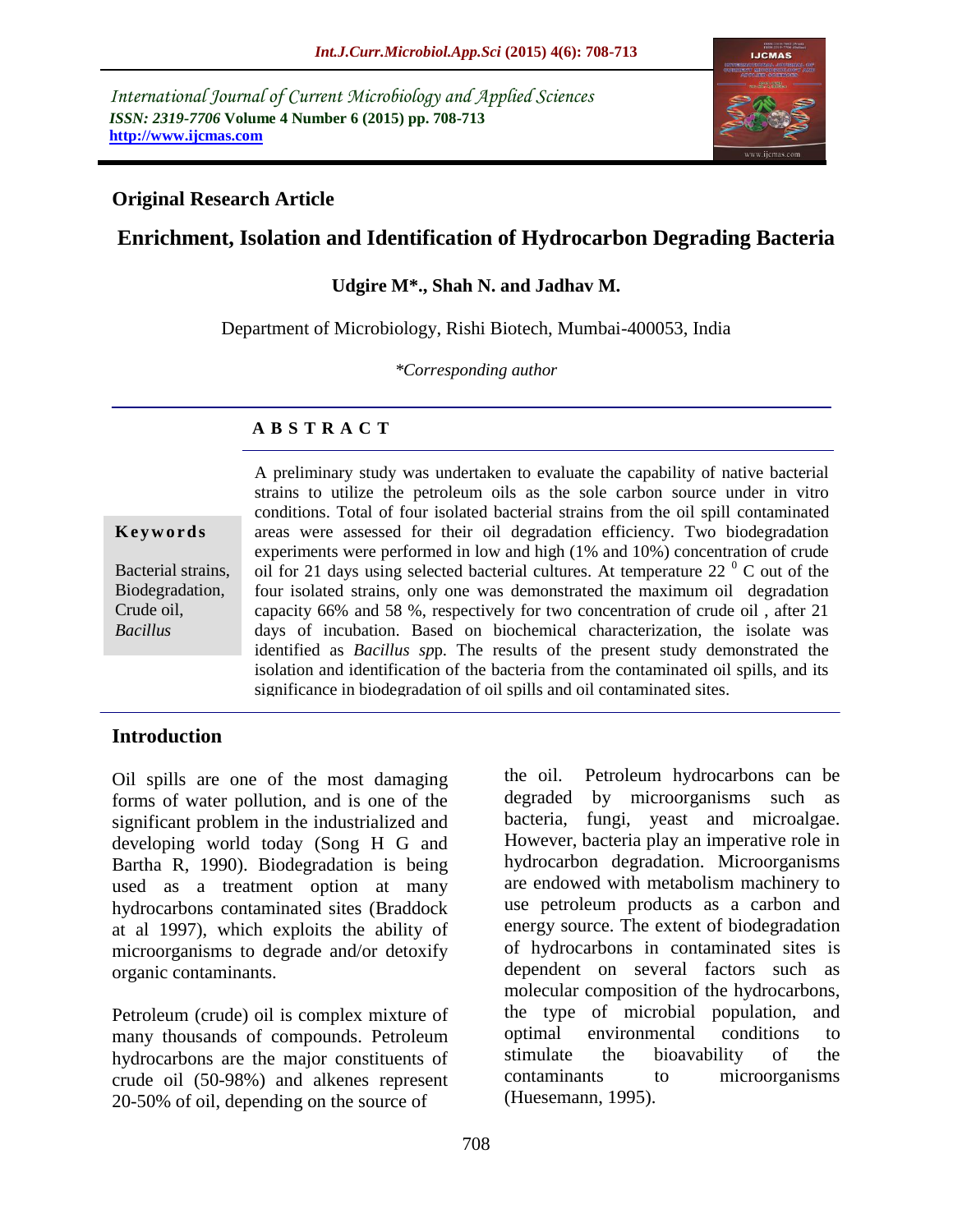## Original Research Article

# Enrichment, Isolation and Identification of Hydrocarbon Degrading Bacteria

**Udgire M\*., Shah N. and Jadhav M.**

Department of Microbiology, Rishi Biotech, Mumbai-400053, India

*\*Corresponding author*

### A B S T R A C T

**Keywords**

Bacterial strains, Biodegradation, Crude oil, *Bacillus*

A preliminary study was undertaken to evaluate the capability of native bacterial strains to utilize the petroleum oils as the sole carbon source under in vitro conditions. Total of four isolated bacterial strains from the oil spill contaminated areas were assessed for their oil degradation efficiency. Two biodegradation experiments were performed in low and high (1% and 10%) concentration of crude oil for 21 days using selected bacterial cultures. At temperature 22 $^{0}$ C out of the four isolated strains, only one was demonstrated the maximum oil degradation capacity 66% and 58 %, respectively for two concentration of crude oil , after 21 days of incubation. Based on biochemical characterization, the isolate was identified as *Bacillus sp*p. The results of the present study demonstrated the isolation and identification of the bacteria from the contaminated oil spills, and its significance in biodegradation of oil spills and oil contaminated sites.

## Introduction

Oil spills are one of the most damaging forms of water pollution, and is one of the significant problem in the industrialized and developing world today (Song H G and Bartha R, 1990). Biodegradation is being used as a treatment option at many hydrocarbons contaminated sites (Braddock at al 1997), which exploits the ability of microorganisms to degrade and/or detoxify organic contaminants.

Petroleum (crude) oil is complex mixture of many thousands of compounds. Petroleum hydrocarbons are the major constituents of crude oil (50-98%) and alkenes represent 20-50% of oil, depending on the source of the oil. Petroleum hydrocarbons can be degraded by microorganisms such as bacteria, fungi, yeast and microalgae. However, bacteria play an imperative role in hydrocarbon degradation. Microorganisms are endowed with metabolism machinery to use petroleum products as a carbon and energy source. The extent of biodegradation of hydrocarbons in contaminated sites is dependent on several factors such as molecular composition of the hydrocarbons, the type of microbial population, and optimal environmental conditions to stimulate the bioavability of the contaminants to microorganisms (Huesemann, 1995).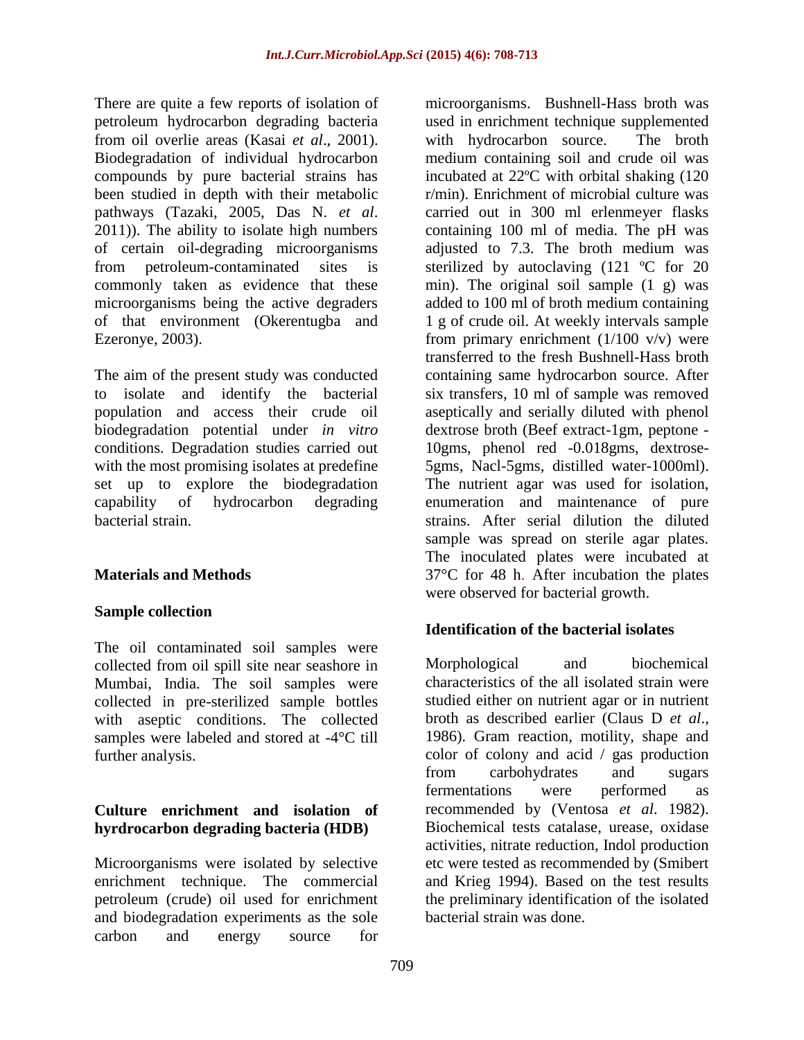There are quite a few reports of isolation of petroleum hydrocarbon degrading bacteria from oil overlie areas (Kasai *et al*., 2001). Biodegradation of individual hydrocarbon compounds by pure bacterial strains has been studied in depth with their metabolic pathways (Tazaki, 2005, Das N. *et al*. 2011)). The ability to isolate high numbers of certain oil-degrading microorganisms from petroleum-contaminated sites is commonly taken as evidence that these microorganisms being the active degraders of that environment (Okerentugba and Ezeronye, 2003).

The aim of the present study was conducted to isolate and identify the bacterial population and access their crude oil biodegradation potential under *in vitro* conditions. Degradation studies carried out with the most promising isolates at predefine set up to explore the biodegradation capability of hydrocarbon degrading bacterial strain.

## Materials and Methods

### Sample collection

The oil contaminated soil samples were collected from oil spill site near seashore in Mumbai, India. The soil samples were collected in pre-sterilized sample bottles with aseptic conditions. The collected samples were labeled and stored at -4°C till further analysis.

### Culture enrichment and isolation of hyrdrocarbon degrading bacteria (HDB)

Microorganisms were isolated by selective enrichment technique. The commercial petroleum (crude) oil used for enrichment and biodegradation experiments as the sole carbon and energy source for microorganisms. Bushnell-Hass broth was used in enrichment technique supplemented with hydrocarbon source. The broth medium containing soil and crude oil was incubated at 22ºC with orbital shaking (120 r/min). Enrichment of microbial culture was carried out in 300 ml erlenmeyer flasks containing 100 ml of media. The pH was adjusted to 7.3. The broth medium was sterilized by autoclaving (121 ºC for 20 min). The original soil sample (1 g) was added to 100 ml of broth medium containing 1 g of crude oil. At weekly intervals sample from primary enrichment (1/100 v/v) were transferred to the fresh Bushnell-Hass broth containing same hydrocarbon source. After six transfers, 10 ml of sample was removed aseptically and serially diluted with phenol dextrose broth (Beef extract-1gm, peptone - 10gms, phenol red -0.018gms, dextrose-5gms, Nacl-5gms, distilled water-1000ml). The nutrient agar was used for isolation, enumeration and maintenance of pure strains. After serial dilution the diluted sample was spread on sterile agar plates. The inoculated plates were incubated at 37°C for 48 h. After incubation the plates were observed for bacterial growth.

### Identification of the bacterial isolates

Morphological and biochemical characteristics of the all isolated strain were studied either on nutrient agar or in nutrient broth as described earlier (Claus D *et al*., 1986). Gram reaction, motility, shape and color of colony and acid / gas production from carbohydrates and sugars fermentations were performed as recommended by (Ventosa *et al*. 1982). Biochemical tests catalase, urease, oxidase activities, nitrate reduction, Indol production etc were tested as recommended by (Smibert and Krieg 1994). Based on the test results the preliminary identification of the isolated bacterial strain was done.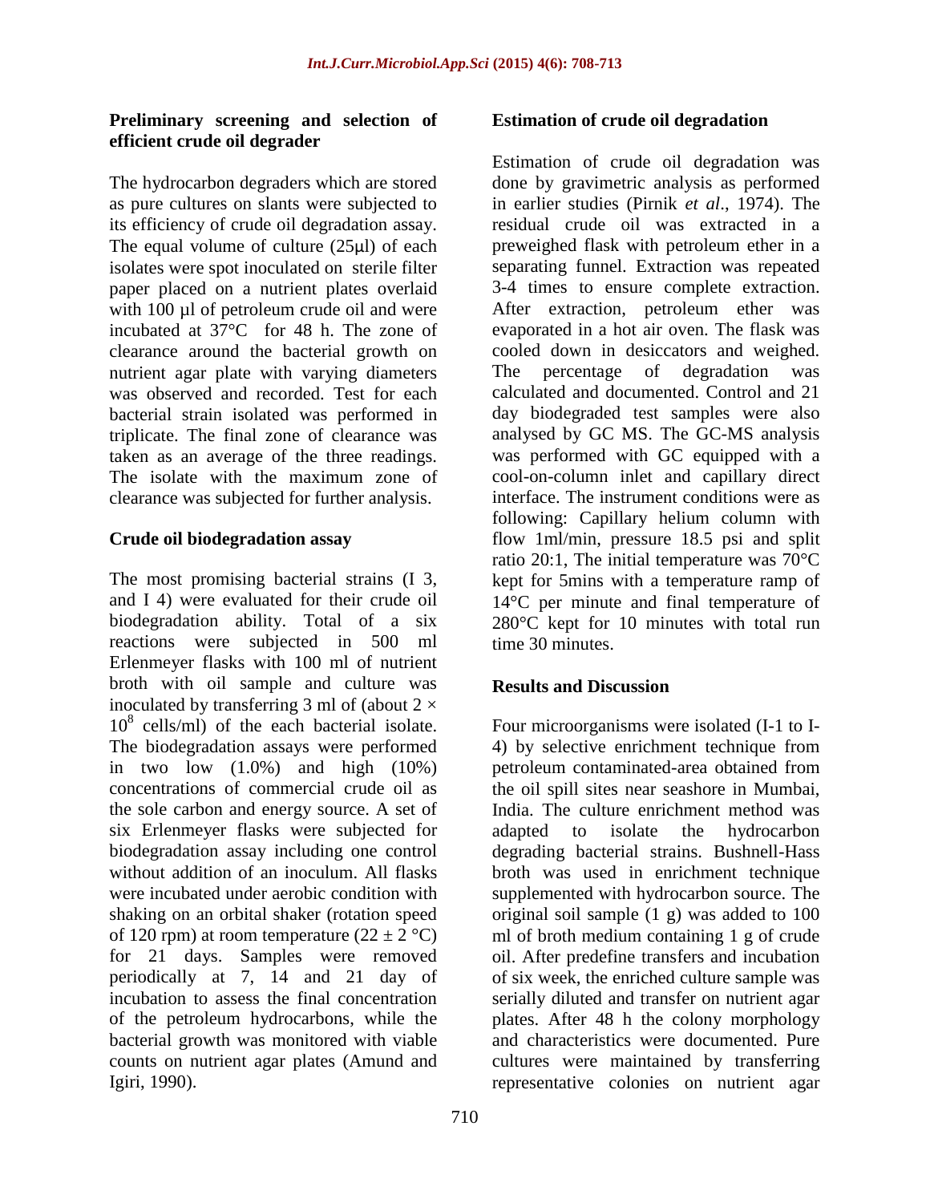### Preliminary screening and selection of efficient crude oil degrader

The hydrocarbon degraders which are stored as pure cultures on slants were subjected to its efficiency of crude oil degradation assay. The equal volume of culture (25μl) of each isolates were spot inoculated on sterile filter paper placed on a nutrient plates overlaid with 100 µl of petroleum crude oil and were incubated at 37°C for 48 h. The zone of clearance around the bacterial growth on nutrient agar plate with varying diameters was observed and recorded. Test for each bacterial strain isolated was performed in triplicate. The final zone of clearance was taken as an average of the three readings. The isolate with the maximum zone of clearance was subjected for further analysis.

### Crude oil biodegradation assay

The most promising bacterial strains (I 3, and I 4) were evaluated for their crude oil biodegradation ability. Total of a six reactions were subjected in 500 ml Erlenmeyer flasks with 100 ml of nutrient broth with oil sample and culture was inoculated by transferring 3 ml of (about $2 \times 10^8$ cells/ml) of the each bacterial isolate. The biodegradation assays were performed in two low (1.0%) and high (10%) concentrations of commercial crude oil as the sole carbon and energy source. A set of six Erlenmeyer flasks were subjected for biodegradation assay including one control without addition of an inoculum. All flasks were incubated under aerobic condition with shaking on an orbital shaker (rotation speed of 120 rpm) at room temperature (22 ± 2 °C) for 21 days. Samples were removed periodically at 7, 14 and 21 day of incubation to assess the final concentration of the petroleum hydrocarbons, while the bacterial growth was monitored with viable counts on nutrient agar plates (Amund and Igiri, 1990).

### Estimation of crude oil degradation

Estimation of crude oil degradation was done by gravimetric analysis as performed in earlier studies (Pirnik *et al*., 1974). The residual crude oil was extracted in a preweighed flask with petroleum ether in a separating funnel. Extraction was repeated 3-4 times to ensure complete extraction. After extraction, petroleum ether was evaporated in a hot air oven. The flask was cooled down in desiccators and weighed. The percentage of degradation was calculated and documented. Control and 21 day biodegraded test samples were also analysed by GC MS. The GC-MS analysis was performed with GC equipped with a cool-on-column inlet and capillary direct interface. The instrument conditions were as following: Capillary helium column with flow 1ml/min, pressure 18.5 psi and split ratio 20:1, The initial temperature was 70°C kept for 5mins with a temperature ramp of 14°C per minute and final temperature of 280°C kept for 10 minutes with total run time 30 minutes.

## Results and Discussion

Four microorganisms were isolated (I-1 to I-4) by selective enrichment technique from petroleum contaminated-area obtained from the oil spill sites near seashore in Mumbai, India. The culture enrichment method was adapted to isolate the hydrocarbon degrading bacterial strains. Bushnell-Hass broth was used in enrichment technique supplemented with hydrocarbon source. The original soil sample (1 g) was added to 100 ml of broth medium containing 1 g of crude oil. After predefine transfers and incubation of six week, the enriched culture sample was serially diluted and transfer on nutrient agar plates. After 48 h the colony morphology and characteristics were documented. Pure cultures were maintained by transferring representative colonies on nutrient agar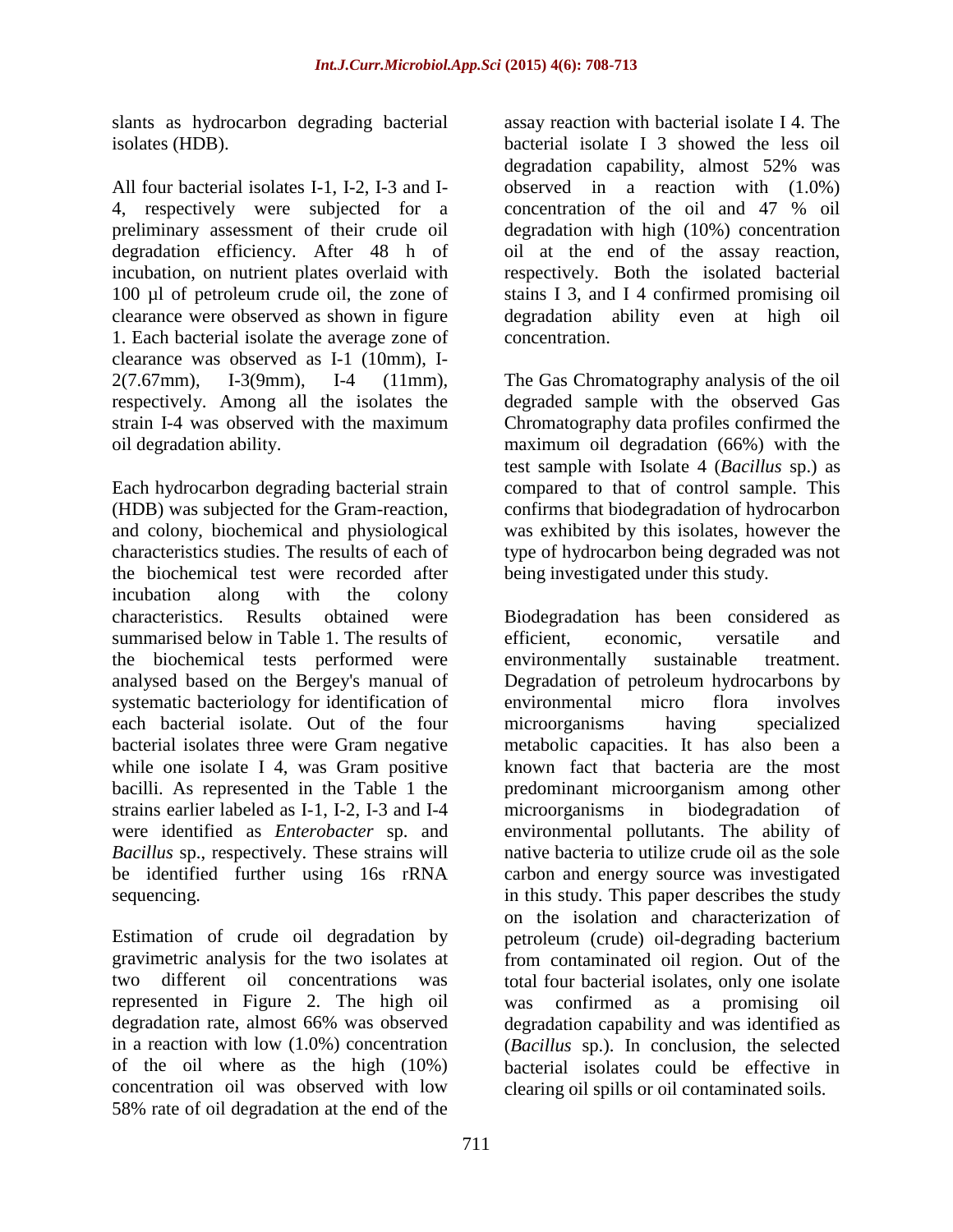slants as hydrocarbon degrading bacterial isolates (HDB).

All four bacterial isolates I-1, I-2, I-3 and I-4, respectively were subjected for a preliminary assessment of their crude oil degradation efficiency. After 48 h of incubation, on nutrient plates overlaid with 100 µl of petroleum crude oil, the zone of clearance were observed as shown in figure 1. Each bacterial isolate the average zone of clearance was observed as I-1 (10mm), I-2(7.67mm), I-3(9mm), I-4 (11mm), respectively. Among all the isolates the strain I-4 was observed with the maximum oil degradation ability.

Each hydrocarbon degrading bacterial strain (HDB) was subjected for the Gram-reaction, and colony, biochemical and physiological characteristics studies. The results of each of the biochemical test were recorded after incubation along with the colony characteristics. Results obtained were summarised below in Table 1. The results of the biochemical tests performed were analysed based on the Bergey's manual of systematic bacteriology for identification of each bacterial isolate. Out of the four bacterial isolates three were Gram negative while one isolate I 4, was Gram positive bacilli. As represented in the Table 1 the strains earlier labeled as I-1, I-2, I-3 and I-4 were identified as *Enterobacter* sp. and *Bacillus* sp., respectively. These strains will be identified further using 16s rRNA sequencing.

Estimation of crude oil degradation by gravimetric analysis for the two isolates at two different oil concentrations was represented in Figure 2. The high oil degradation rate, almost 66% was observed in a reaction with low (1.0%) concentration of the oil where as the high (10%) concentration oil was observed with low 58% rate of oil degradation at the end of the assay reaction with bacterial isolate I 4. The bacterial isolate I 3 showed the less oil degradation capability, almost 52% was observed in a reaction with (1.0%) concentration of the oil and 47 % oil degradation with high (10%) concentration oil at the end of the assay reaction, respectively. Both the isolated bacterial stains I 3, and I 4 confirmed promising oil degradation ability even at high oil concentration.

The Gas Chromatography analysis of the oil degraded sample with the observed Gas Chromatography data profiles confirmed the maximum oil degradation (66%) with the test sample with Isolate 4 (*Bacillus* sp.) as compared to that of control sample. This confirms that biodegradation of hydrocarbon was exhibited by this isolates, however the type of hydrocarbon being degraded was not being investigated under this study.

Biodegradation has been considered as efficient, economic, versatile and environmentally sustainable treatment. Degradation of petroleum hydrocarbons by environmental micro flora involves microorganisms having specialized metabolic capacities. It has also been a known fact that bacteria are the most predominant microorganism among other microorganisms in biodegradation of environmental pollutants. The ability of native bacteria to utilize crude oil as the sole carbon and energy source was investigated in this study. This paper describes the study on the isolation and characterization of petroleum (crude) oil-degrading bacterium from contaminated oil region. Out of the total four bacterial isolates, only one isolate was confirmed as a promising oil degradation capability and was identified as (*Bacillus* sp.). In conclusion, the selected bacterial isolates could be effective in clearing oil spills or oil contaminated soils.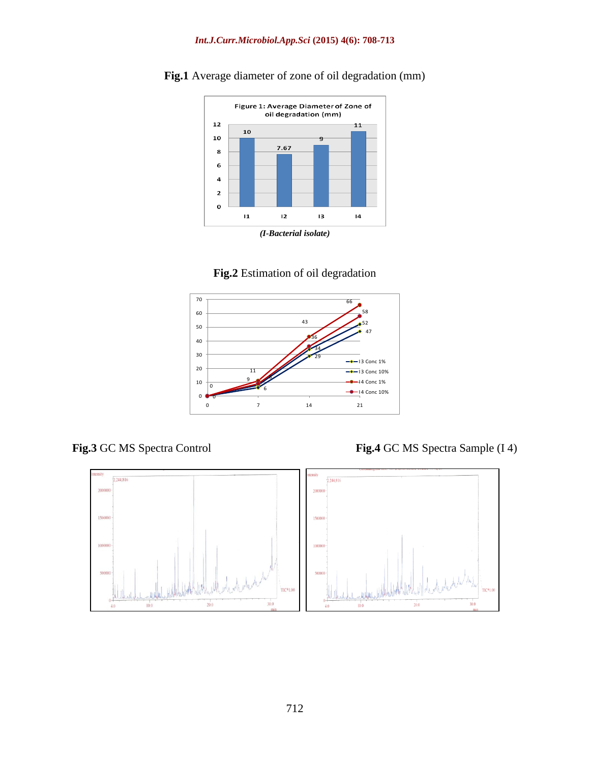**Fig.1** Average diameter of zone of oil degradation (mm)

*(I-Bacterial isolate)*

**Fig.2** Estimation of oil degradation

**Fig.3** GC MS Spectra Control

**Fig.4** GC MS Spectra Sample (I 4)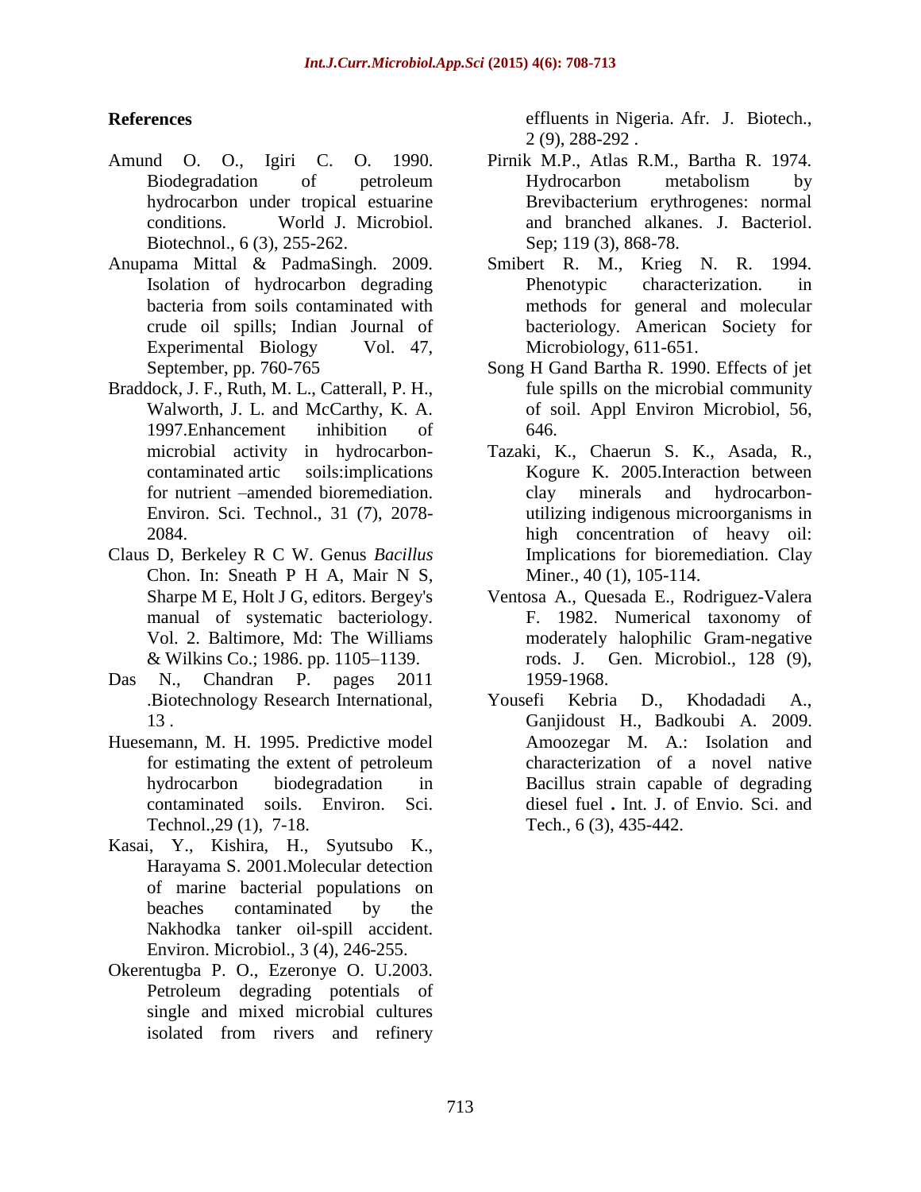## References

Amund O. O., Igiri C. O. 1990. Biodegradation of petroleum hydrocarbon under tropical estuarine conditions. World J. Microbiol. Biotechnol., 6 (3), 255-262.

Anupama Mittal & PadmaSingh. 2009. Isolation of hydrocarbon degrading bacteria from soils contaminated with crude oil spills; Indian Journal of Experimental Biology Vol. 47, September, pp. 760-765

Braddock, J. F., Ruth, M. L., Catterall, P. H., Walworth, J. L. and McCarthy, K. A. 1997.Enhancement inhibition of microbial activity in hydrocarbon-contaminated artic soils:implications for nutrient –amended bioremediation. Environ. Sci. Technol., 31 (7), 2078-2084.

Claus D, Berkeley R C W. Genus *Bacillus* Chon. In: Sneath P H A, Mair N S, Sharpe M E, Holt J G, editors. Bergey's manual of systematic bacteriology. Vol. 2. Baltimore, Md: The Williams & Wilkins Co.; 1986. pp. 1105–1139.

Das N., Chandran P. pages 2011 .Biotechnology Research International, 13 .

Huesemann, M. H. 1995. Predictive model for estimating the extent of petroleum hydrocarbon biodegradation in contaminated soils. Environ. Sci. Technol.,29 (1), 7-18.

Kasai, Y., Kishira, H., Syutsubo K., Harayama S. 2001.Molecular detection of marine bacterial populations on beaches contaminated by the Nakhodka tanker oil-spill accident. Environ. Microbiol., 3 (4), 246-255.

Okerentugba P. O., Ezeronye O. U.2003. Petroleum degrading potentials of single and mixed microbial cultures isolated from rivers and refinery effluents in Nigeria. Afr. J. Biotech., 2 (9), 288-292 .

Pirnik M.P., Atlas R.M., Bartha R. 1974. Hydrocarbon metabolism by Brevibacterium erythrogenes: normal and branched alkanes. J. Bacteriol. Sep; 119 (3), 868-78.

Smibert R. M., Krieg N. R. 1994. Phenotypic characterization. in methods for general and molecular bacteriology. American Society for Microbiology, 611-651.

Song H Gand Bartha R. 1990. Effects of jet fule spills on the microbial community of soil. Appl Environ Microbiol, 56, 646.

Tazaki, K., Chaerun S. K., Asada, R., Kogure K. 2005.Interaction between clay minerals and hydrocarbon-utilizing indigenous microorganisms in high concentration of heavy oil: Implications for bioremediation. Clay Miner., 40 (1), 105-114.

Ventosa A., Quesada E., Rodriguez-Valera F. 1982. Numerical taxonomy of moderately halophilic Gram-negative rods. J. Gen. Microbiol., 128 (9), 1959-1968.

Yousefi Kebria D., Khodadadi A., Ganjidoust H., Badkoubi A. 2009. Amoozegar M. A.: Isolation and characterization of a novel native Bacillus strain capable of degrading diesel fuel **.** Int. J. of Envio. Sci. and Tech., 6 (3), 435-442.